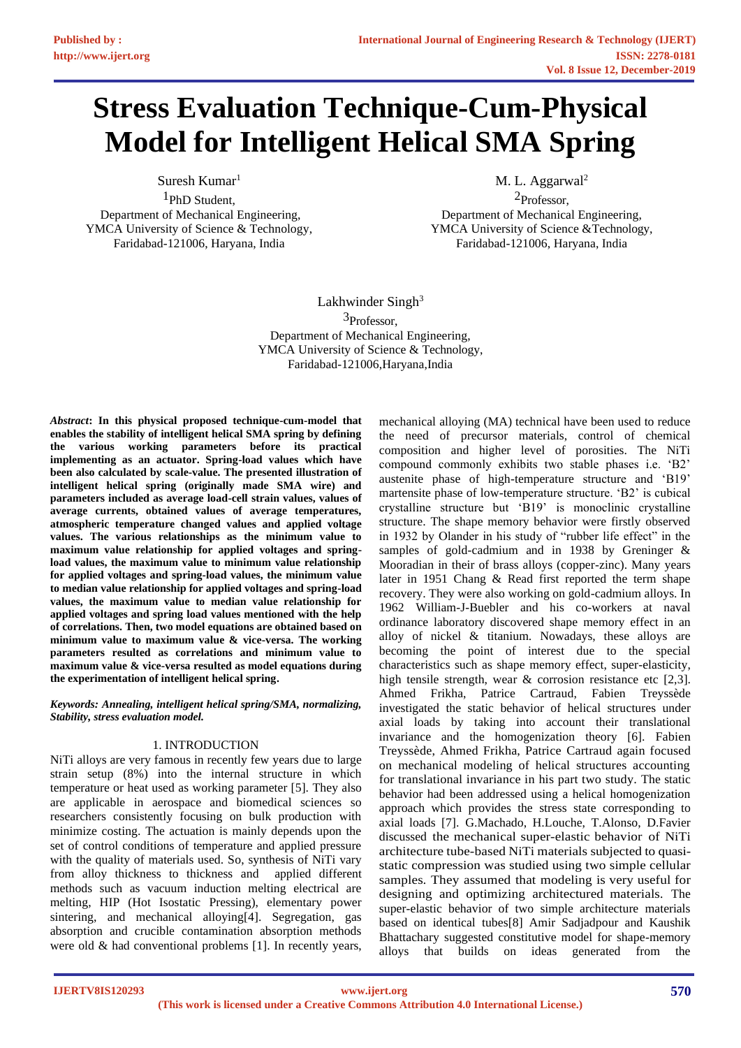# Stress Evaluation Technique-Cum-Physical Model for Intelligent Helical SMA Spring

Suresh Kumar[1]
[1]PhD Student,
Department of Mechanical Engineering,
YMCA University of Science & Technology,
Faridabad-121006, Haryana, India

M. L. Aggarwal[2]
[2]Professor,
Department of Mechanical Engineering,
YMCA University of Science &Technology,
Faridabad-121006, Haryana, India

Lakhwinder Singh[3]
[3]Professor,
Department of Mechanical Engineering,
YMCA University of Science & Technology,
Faridabad-121006,Haryana,India

***Abstract*****: In this physical proposed technique-cum-model that enables the stability of intelligent helical SMA spring by defining the various working parameters before its practical implementing as an actuator. Spring-load values which have been also calculated by scale-value. The presented illustration of intelligent helical spring (originally made SMA wire) and parameters included as average load-cell strain values, values of average currents, obtained values of average temperatures, atmospheric temperature changed values and applied voltage values. The various relationships as the minimum value to maximum value relationship for applied voltages and spring-load values, the maximum value to minimum value relationship for applied voltages and spring-load values, the minimum value to median value relationship for applied voltages and spring-load values, the maximum value to median value relationship for applied voltages and spring load values mentioned with the help of correlations. Then, two model equations are obtained based on minimum value to maximum value & vice-versa. The working parameters resulted as correlations and minimum value to maximum value & vice-versa resulted as model equations during the experimentation of intelligent helical spring.**

***Keywords: Annealing, intelligent helical spring/SMA, normalizing, Stability, stress evaluation model.***

## 1. INTRODUCTION

NiTi alloys are very famous in recently few years due to large strain setup (8%) into the internal structure in which temperature or heat used as working parameter [5]. They also are applicable in aerospace and biomedical sciences so researchers consistently focusing on bulk production with minimize costing. The actuation is mainly depends upon the set of control conditions of temperature and applied pressure with the quality of materials used. So, synthesis of NiTi vary from alloy thickness to thickness and applied different methods such as vacuum induction melting electrical are melting, HIP (Hot Isostatic Pressing), elementary power sintering, and mechanical alloying[4]. Segregation, gas absorption and crucible contamination absorption methods were old & had conventional problems [1]. In recently years, mechanical alloying (MA) technical have been used to reduce the need of precursor materials, control of chemical composition and higher level of porosities. The NiTi compound commonly exhibits two stable phases i.e. 'B2' austenite phase of high-temperature structure and 'B19' martensite phase of low-temperature structure. 'B2' is cubical crystalline structure but 'B19' is monoclinic crystalline structure. The shape memory behavior were firstly observed in 1932 by Olander in his study of "rubber life effect" in the samples of gold-cadmium and in 1938 by Greninger & Mooradian in their of brass alloys (copper-zinc). Many years later in 1951 Chang & Read first reported the term shape recovery. They were also working on gold-cadmium alloys. In 1962 William-J-Buebler and his co-workers at naval ordinance laboratory discovered shape memory effect in an alloy of nickel & titanium. Nowadays, these alloys are becoming the point of interest due to the special characteristics such as shape memory effect, super-elasticity, high tensile strength, wear & corrosion resistance etc [2,3]. Ahmed Frikha, Patrice Cartraud, Fabien Treyssède investigated the static behavior of helical structures under axial loads by taking into account their translational invariance and the homogenization theory [6]. Fabien Treyssède, Ahmed Frikha, Patrice Cartraud again focused on mechanical modeling of helical structures accounting for translational invariance in his part two study. The static behavior had been addressed using a helical homogenization approach which provides the stress state corresponding to axial loads [7]. G.Machado, H.Louche, T.Alonso, D.Favier discussed the mechanical super-elastic behavior of NiTi architecture tube-based NiTi materials subjected to quasi-static compression was studied using two simple cellular samples. They assumed that modeling is very useful for designing and optimizing architectured materials. The super-elastic behavior of two simple architecture materials based on identical tubes[8] Amir Sadjadpour and Kaushik Bhattachary suggested constitutive model for shape-memory alloys that builds on ideas generated from the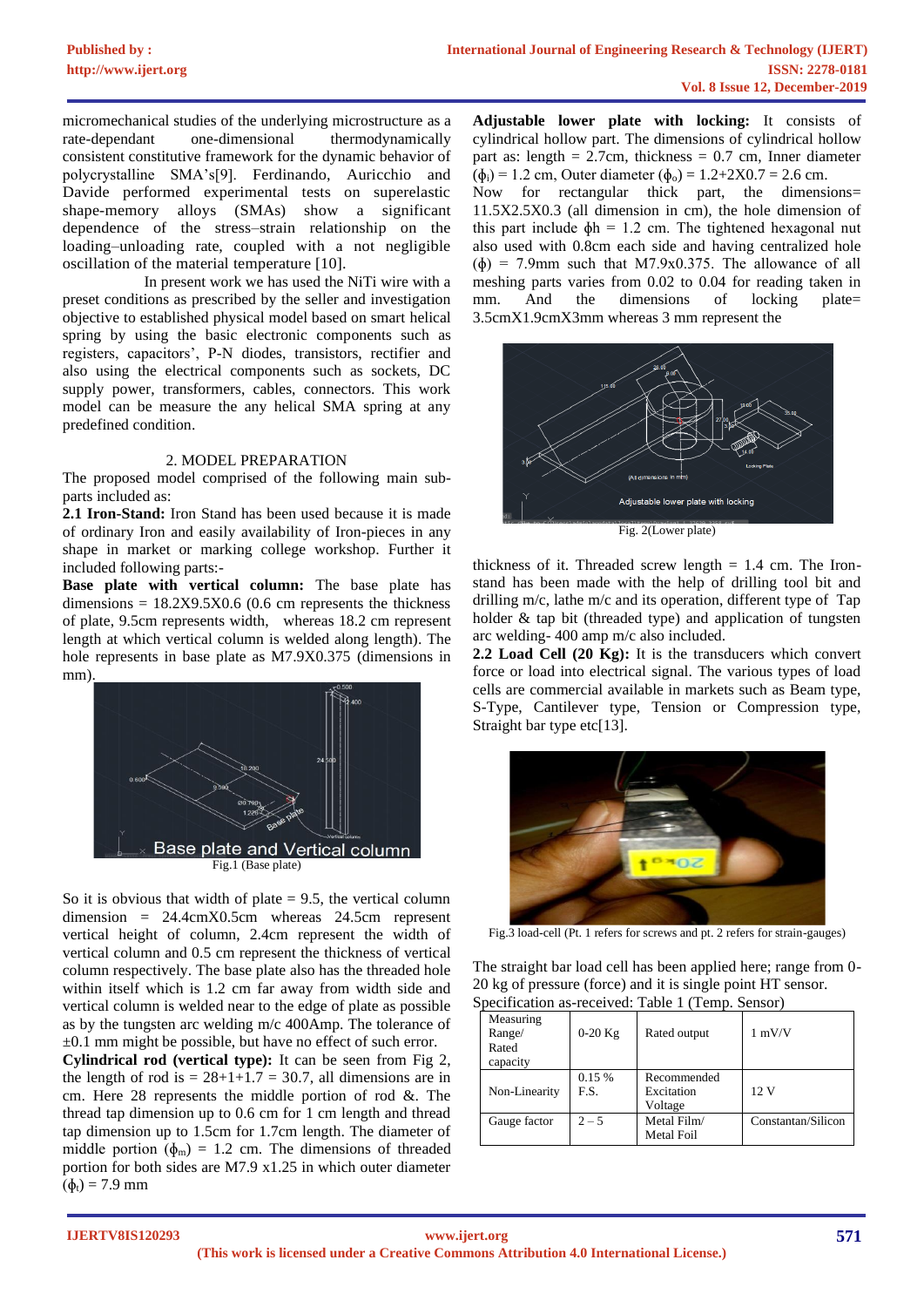micromechanical studies of the underlying microstructure as a rate-dependant one-dimensional thermodynamically consistent constitutive framework for the dynamic behavior of polycrystalline SMA's[9]. Ferdinando, Auricchio and Davide performed experimental tests on superelastic shape-memory alloys (SMAs) show a significant dependence of the stress–strain relationship on the loading–unloading rate, coupled with a not negligible oscillation of the material temperature [10].

In present work we has used the NiTi wire with a preset conditions as prescribed by the seller and investigation objective to established physical model based on smart helical spring by using the basic electronic components such as registers, capacitors', P-N diodes, transistors, rectifier and also using the electrical components such as sockets, DC supply power, transformers, cables, connectors. This work model can be measure the any helical SMA spring at any predefined condition.

## 2. MODEL PREPARATION

The proposed model comprised of the following main sub-parts included as:

**2.1 Iron-Stand:** Iron Stand has been used because it is made of ordinary Iron and easily availability of Iron-pieces in any shape in market or marking college workshop. Further it included following parts:-

**Base plate with vertical column:** The base plate has dimensions = 18.2X9.5X0.6 (0.6 cm represents the thickness of plate, 9.5cm represents width, whereas 18.2 cm represent length at which vertical column is welded along length). The hole represents in base plate as M7.9X0.375 (dimensions in mm).

Fig.1 (Base plate)

So it is obvious that width of plate = 9.5, the vertical column dimension = 24.4cmX0.5cm whereas 24.5cm represent vertical height of column, 2.4cm represent the width of vertical column and 0.5 cm represent the thickness of vertical column respectively. The base plate also has the threaded hole within itself which is 1.2 cm far away from width side and vertical column is welded near to the edge of plate as possible as by the tungsten arc welding m/c 400Amp. The tolerance of ±0.1 mm might be possible, but have no effect of such error.

**Cylindrical rod (vertical type):** It can be seen from Fig 2, the length of rod is = 28+1+1.7 = 30.7, all dimensions are in cm. Here 28 represents the middle portion of rod &. The thread tap dimension up to 0.6 cm for 1 cm length and thread tap dimension up to 1.5cm for 1.7cm length. The diameter of middle portion ($\phi_m$) = 1.2 cm. The dimensions of threaded portion for both sides are M7.9 x1.25 in which outer diameter ($\phi_t$) = 7.9 mm

**Adjustable lower plate with locking:** It consists of cylindrical hollow part. The dimensions of cylindrical hollow part as: length = 2.7cm, thickness = 0.7 cm, Inner diameter ($\phi_i$) = 1.2 cm, Outer diameter ($\phi_o$) = 1.2+2X0.7 = 2.6 cm.
Now for rectangular thick part, the dimensions= 11.5X2.5X0.3 (all dimension in cm), the hole dimension of this part include $\phi$h = 1.2 cm. The tightened hexagonal nut also used with 0.8cm each side and having centralized hole ($\phi$) = 7.9mm such that M7.9x0.375. The allowance of all meshing parts varies from 0.02 to 0.04 for reading taken in mm. And the dimensions of locking plate= 3.5cmX1.9cmX3mm whereas 3 mm represent the

Fig. 2(Lower plate)

thickness of it. Threaded screw length = 1.4 cm. The Iron-stand has been made with the help of drilling tool bit and drilling m/c, lathe m/c and its operation, different type of Tap holder & tap bit (threaded type) and application of tungsten arc welding- 400 amp m/c also included.

**2.2 Load Cell (20 Kg):** It is the transducers which convert force or load into electrical signal. The various types of load cells are commercial available in markets such as Beam type, S-Type, Cantilever type, Tension or Compression type, Straight bar type etc[13].

Fig.3 load-cell (Pt. 1 refers for screws and pt. 2 refers for strain-gauges)

The straight bar load cell has been applied here; range from 0-20 kg of pressure (force) and it is single point HT sensor.

Specification as-received: Table 1 (Temp. Sensor)

| Measuring Range/ Rated capacity | 0-20 Kg | Rated output | 1 mV/V |
|---|---|---|---|
| Non-Linearity | 0.15 % F.S. | Recommended Excitation Voltage | 12 V |
| Gauge factor | 2 – 5 | Metal Film/ Metal Foil | Constantan/Silicon |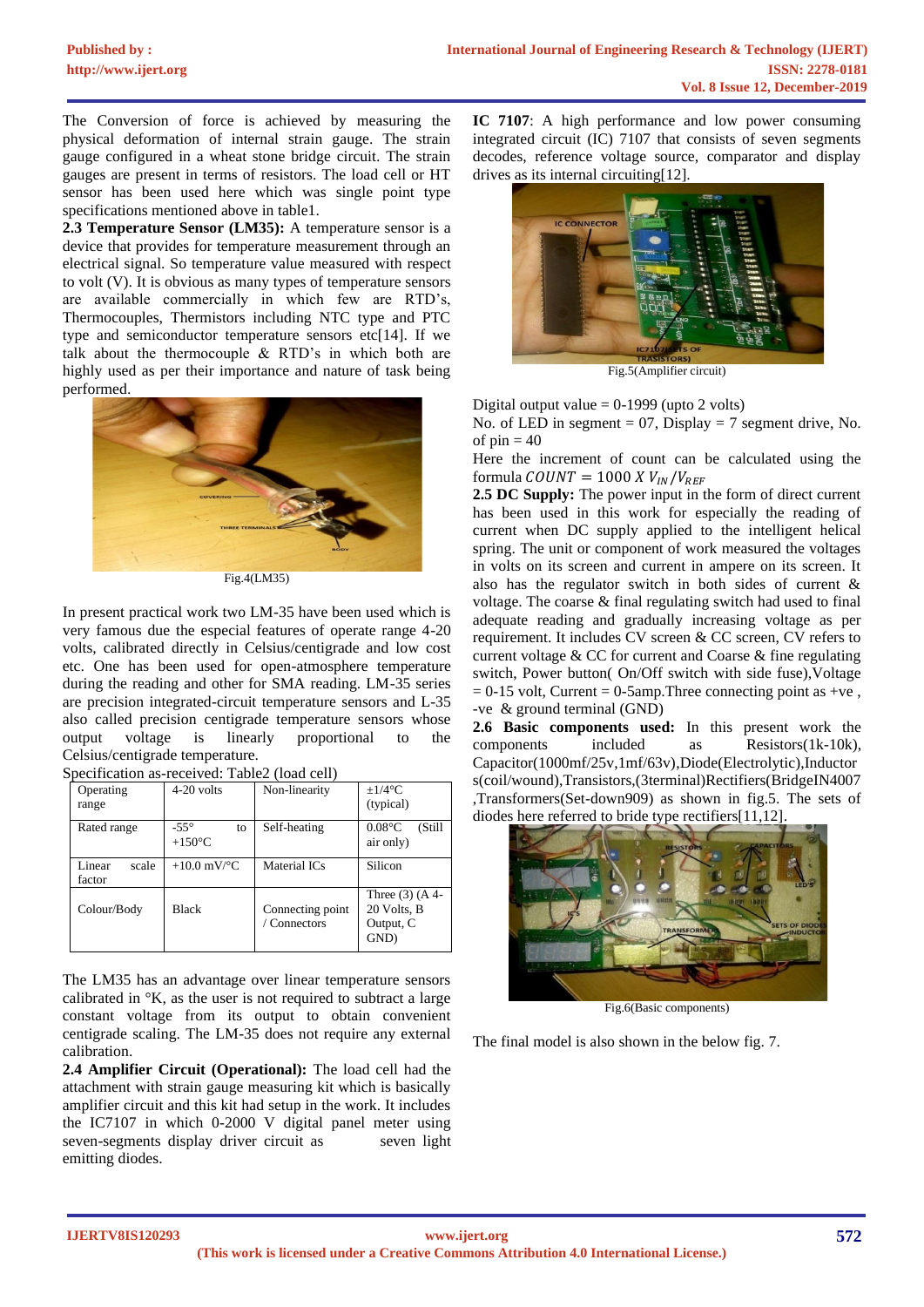The Conversion of force is achieved by measuring the physical deformation of internal strain gauge. The strain gauge configured in a wheat stone bridge circuit. The strain gauges are present in terms of resistors. The load cell or HT sensor has been used here which was single point type specifications mentioned above in table1.

**2.3 Temperature Sensor (LM35):** A temperature sensor is a device that provides for temperature measurement through an electrical signal. So temperature value measured with respect to volt (V). It is obvious as many types of temperature sensors are available commercially in which few are RTD's, Thermocouples, Thermistors including NTC type and PTC type and semiconductor temperature sensors etc[14]. If we talk about the thermocouple & RTD's in which both are highly used as per their importance and nature of task being performed.

Fig.4(LM35)

In present practical work two LM-35 have been used which is very famous due the especial features of operate range 4-20 volts, calibrated directly in Celsius/centigrade and low cost etc. One has been used for open-atmosphere temperature during the reading and other for SMA reading. LM-35 series are precision integrated-circuit temperature sensors and L-35 also called precision centigrade temperature sensors whose output voltage is linearly proportional to the Celsius/centigrade temperature.

Specification as-received: Table2 (load cell)

| Operating range | 4-20 volts | Non-linearity | ±1/4°C (typical) |
|---|---|---|---|
| Rated range | -55° to +150°C | Self-heating | 0.08°C (Still air only) |
| Linear scale factor | +10.0 mV/°C | Material ICs | Silicon |
| Colour/Body | Black | Connecting point / Connectors | Three (3) (A 4-20 Volts, B Output, C GND) |

The LM35 has an advantage over linear temperature sensors calibrated in °K, as the user is not required to subtract a large constant voltage from its output to obtain convenient centigrade scaling. The LM-35 does not require any external calibration.

**2.4 Amplifier Circuit (Operational):** The load cell had the attachment with strain gauge measuring kit which is basically amplifier circuit and this kit had setup in the work. It includes the IC7107 in which 0-2000 V digital panel meter using seven-segments display driver circuit as seven light emitting diodes.

**IC 7107**: A high performance and low power consuming integrated circuit (IC) 7107 that consists of seven segments decodes, reference voltage source, comparator and display drives as its internal circuiting[12].

Fig.5(Amplifier circuit)

Digital output value = 0-1999 (upto 2 volts)

No. of LED in segment = 07, Display = 7 segment drive, No. of pin = 40

Here the increment of count can be calculated using the formula $COUNT = 1000\ X\ V_{IN}/V_{REF}$

**2.5 DC Supply:** The power input in the form of direct current has been used in this work for especially the reading of current when DC supply applied to the intelligent helical spring. The unit or component of work measured the voltages in volts on its screen and current in ampere on its screen. It also has the regulator switch in both sides of current & voltage. The coarse & final regulating switch had used to final adequate reading and gradually increasing voltage as per requirement. It includes CV screen & CC screen, CV refers to current voltage & CC for current and Coarse & fine regulating switch, Power button( On/Off switch with side fuse),Voltage = 0-15 volt, Current = 0-5amp.Three connecting point as +ve , -ve & ground terminal (GND)

**2.6 Basic components used:** In this present work the components included as Resistors(1k-10k), Capacitor(1000mf/25v,1mf/63v),Diode(Electrolytic),Inductor s(coil/wound),Transistors,(3terminal)Rectifiers(BridgeIN4007 ,Transformers(Set-down909) as shown in fig.5. The sets of diodes here referred to bride type rectifiers[11,12].

Fig.6(Basic components)

The final model is also shown in the below fig. 7.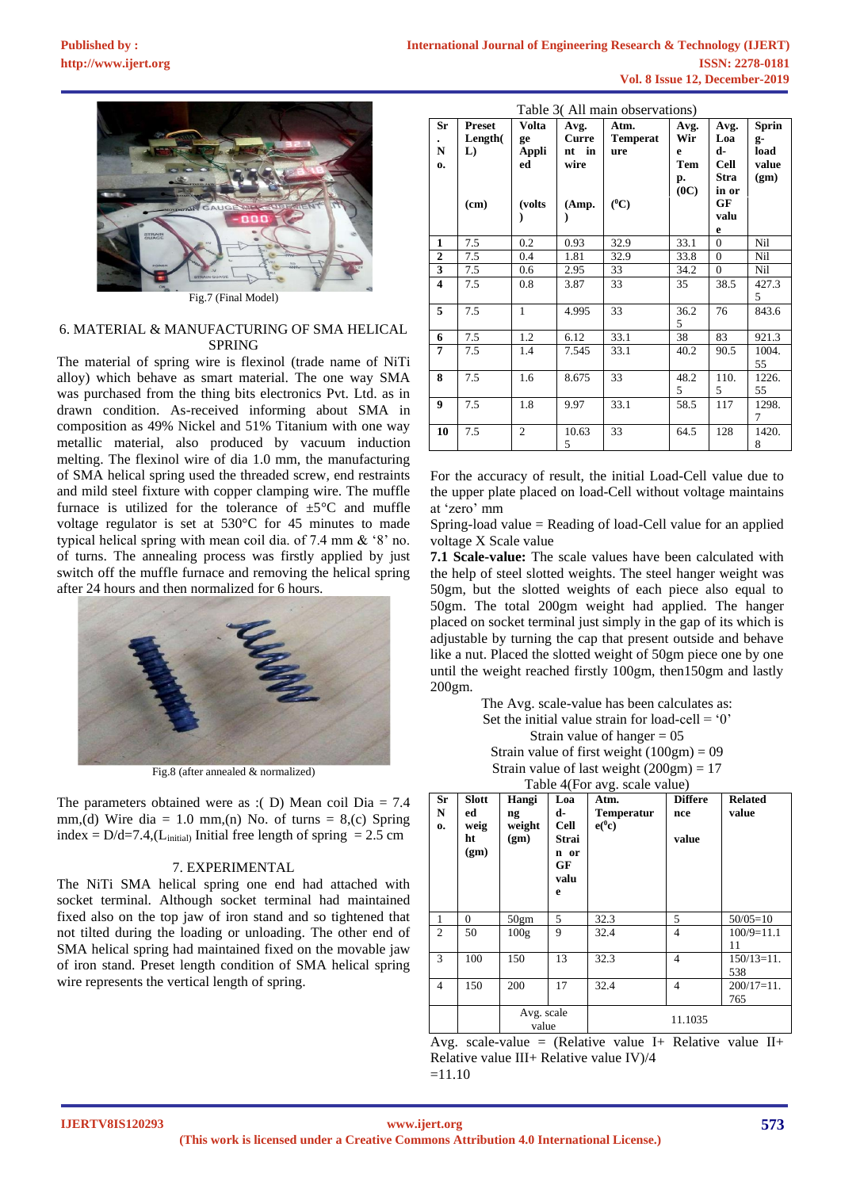Fig.7 (Final Model)

## 6. MATERIAL & MANUFACTURING OF SMA HELICAL SPRING

The material of spring wire is flexinol (trade name of NiTi alloy) which behave as smart material. The one way SMA was purchased from the thing bits electronics Pvt. Ltd. as in drawn condition. As-received informing about SMA in composition as 49% Nickel and 51% Titanium with one way metallic material, also produced by vacuum induction melting. The flexinol wire of dia 1.0 mm, the manufacturing of SMA helical spring used the threaded screw, end restraints and mild steel fixture with copper clamping wire. The muffle furnace is utilized for the tolerance of ±5°C and muffle voltage regulator is set at 530°C for 45 minutes to made typical helical spring with mean coil dia. of 7.4 mm & '8' no. of turns. The annealing process was firstly applied by just switch off the muffle furnace and removing the helical spring after 24 hours and then normalized for 6 hours.

Fig.8 (after annealed & normalized)

The parameters obtained were as :( D) Mean coil Dia = 7.4 mm,(d) Wire dia = 1.0 mm,(n) No. of turns = 8,(c) Spring index = D/d=7.4,($L_{initial}$) Initial free length of spring = 2.5 cm

## 7. EXPERIMENTAL

The NiTi SMA helical spring one end had attached with socket terminal. Although socket terminal had maintained fixed also on the top jaw of iron stand and so tightened that not tilted during the loading or unloading. The other end of SMA helical spring had maintained fixed on the movable jaw of iron stand. Preset length condition of SMA helical spring wire represents the vertical length of spring.

Table 3( All main observations)

| Sr. No. | Preset Length(L) (cm) | Voltage Applied (volts) | Avg. Current in wire (Amp.) | Atm. Temperature ($^0$C) | Avg. Wire Temp. (0C) | Avg. Load-Cell Strain or GF value | Spring-load value (gm) |
|---|---|---|---|---|---|---|---|
| 1 | 7.5 | 0.2 | 0.93 | 32.9 | 33.1 | 0 | Nil |
| 2 | 7.5 | 0.4 | 1.81 | 32.9 | 33.8 | 0 | Nil |
| 3 | 7.5 | 0.6 | 2.95 | 33 | 34.2 | 0 | Nil |
| 4 | 7.5 | 0.8 | 3.87 | 33 | 35 | 38.5 | 427.35 |
| 5 | 7.5 | 1 | 4.995 | 33 | 36.25 | 76 | 843.6 |
| 6 | 7.5 | 1.2 | 6.12 | 33.1 | 38 | 83 | 921.3 |
| 7 | 7.5 | 1.4 | 7.545 | 33.1 | 40.2 | 90.5 | 1004.55 |
| 8 | 7.5 | 1.6 | 8.675 | 33 | 48.25 | 110.5 | 1226.55 |
| 9 | 7.5 | 1.8 | 9.97 | 33.1 | 58.5 | 117 | 1298.7 |
| 10 | 7.5 | 2 | 10.635 | 33 | 64.5 | 128 | 1420.8 |

For the accuracy of result, the initial Load-Cell value due to the upper plate placed on load-Cell without voltage maintains at 'zero' mm

Spring-load value = Reading of load-Cell value for an applied voltage X Scale value

**7.1 Scale-value:** The scale values have been calculated with the help of steel slotted weights. The steel hanger weight was 50gm, but the slotted weights of each piece also equal to 50gm. The total 200gm weight had applied. The hanger placed on socket terminal just simply in the gap of its which is adjustable by turning the cap that present outside and behave like a nut. Placed the slotted weight of 50gm piece one by one until the weight reached firstly 100gm, then150gm and lastly 200gm.

The Avg. scale-value has been calculates as:
Set the initial value strain for load-cell = '0'
Strain value of hanger = 05
Strain value of first weight (100gm) = 09
Strain value of last weight (200gm) = 17

Table 4(For avg. scale value)

| Sr No. | Slotted weight (gm) | Hanging weight (gm) | Load-Cell Strain or GF value | Atm. Temperature($^0$c) | Difference value | Related value |
|---|---|---|---|---|---|---|
| 1 | 0 | 50gm | 5 | 32.3 | 5 | 50/05=10 |
| 2 | 50 | 100g | 9 | 32.4 | 4 | 100/9=11.111 |
| 3 | 100 | 150 | 13 | 32.3 | 4 | 150/13=11.538 |
| 4 | 150 | 200 | 17 | 32.4 | 4 | 200/17=11.765 |
| | | Avg. scale value | | 11.1035 | | |

Avg. scale-value = (Relative value I+ Relative value II+ Relative value III+ Relative value IV)/4
=11.10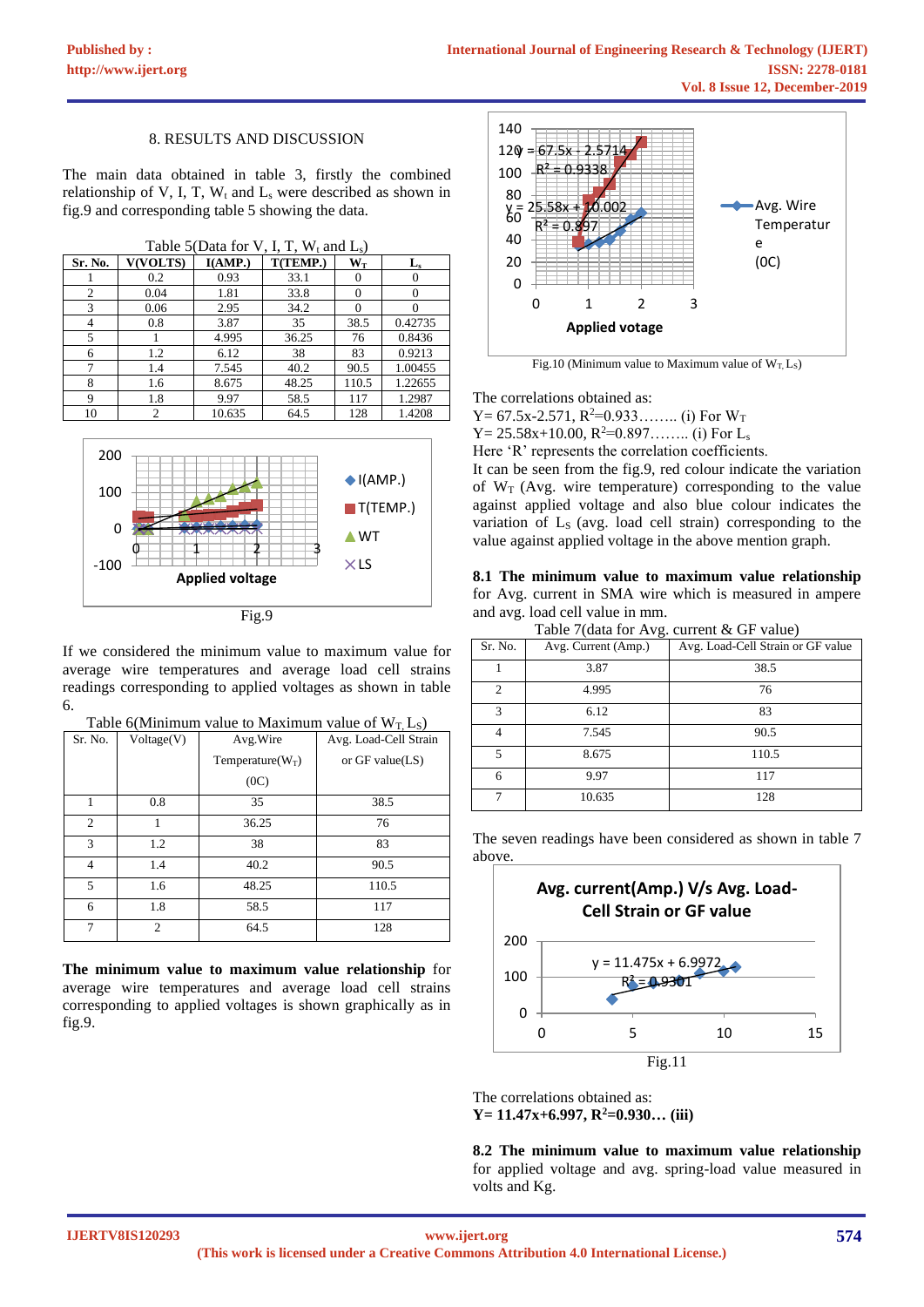## 8. RESULTS AND DISCUSSION

The main data obtained in table 3, firstly the combined relationship of V, I, T, $W_t$ and $L_s$ were described as shown in fig.9 and corresponding table 5 showing the data.

Table 5(Data for V, I, T, $W_t$ and $L_s$)

| Sr. No. | V(VOLTS) | I(AMP.) | T(TEMP.) | $W_T$ | $L_s$ |
|---|---|---|---|---|---|
| 1 | 0.2 | 0.93 | 33.1 | 0 | 0 |
| 2 | 0.04 | 1.81 | 33.8 | 0 | 0 |
| 3 | 0.06 | 2.95 | 34.2 | 0 | 0 |
| 4 | 0.8 | 3.87 | 35 | 38.5 | 0.42735 |
| 5 | 1 | 4.995 | 36.25 | 76 | 0.8436 |
| 6 | 1.2 | 6.12 | 38 | 83 | 0.9213 |
| 7 | 1.4 | 7.545 | 40.2 | 90.5 | 1.00455 |
| 8 | 1.6 | 8.675 | 48.25 | 110.5 | 1.22655 |
| 9 | 1.8 | 9.97 | 58.5 | 117 | 1.2987 |
| 10 | 2 | 10.635 | 64.5 | 128 | 1.4208 |

Fig.9

If we considered the minimum value to maximum value for average wire temperatures and average load cell strains readings corresponding to applied voltages as shown in table 6.

Table 6(Minimum value to Maximum value of $W_T$, $L_S$)

| Sr. No. | Voltage(V) | Avg.Wire Temperature($W_T$) (0C) | Avg. Load-Cell Strain or GF value(LS) |
|---|---|---|---|
| 1 | 0.8 | 35 | 38.5 |
| 2 | 1 | 36.25 | 76 |
| 3 | 1.2 | 38 | 83 |
| 4 | 1.4 | 40.2 | 90.5 |
| 5 | 1.6 | 48.25 | 110.5 |
| 6 | 1.8 | 58.5 | 117 |
| 7 | 2 | 64.5 | 128 |

**The minimum value to maximum value relationship** for average wire temperatures and average load cell strains corresponding to applied voltages is shown graphically as in fig.9.

Fig.10 (Minimum value to Maximum value of $W_T$, $L_S$)

The correlations obtained as:

Y= 67.5x-2.571, $R^2$=0.933…….. (i) For $W_T$

Y= 25.58x+10.00, $R^2$=0.897…….. (i) For $L_s$

Here 'R' represents the correlation coefficients.

It can be seen from the fig.9, red colour indicate the variation of $W_T$ (Avg. wire temperature) corresponding to the value against applied voltage and also blue colour indicates the variation of $L_S$ (avg. load cell strain) corresponding to the value against applied voltage in the above mention graph.

### 8.1 The minimum value to maximum value relationship

for Avg. current in SMA wire which is measured in ampere and avg. load cell value in mm.

Table 7(data for Avg. current & GF value)

| Sr. No. | Avg. Current (Amp.) | Avg. Load-Cell Strain or GF value |
|---|---|---|
| 1 | 3.87 | 38.5 |
| 2 | 4.995 | 76 |
| 3 | 6.12 | 83 |
| 4 | 7.545 | 90.5 |
| 5 | 8.675 | 110.5 |
| 6 | 9.97 | 117 |
| 7 | 10.635 | 128 |

The seven readings have been considered as shown in table 7 above.

Fig.11

The correlations obtained as:

**Y= 11.47x+6.997, $R^2$=0.930… (iii)**

### 8.2 The minimum value to maximum value relationship

for applied voltage and avg. spring-load value measured in volts and Kg.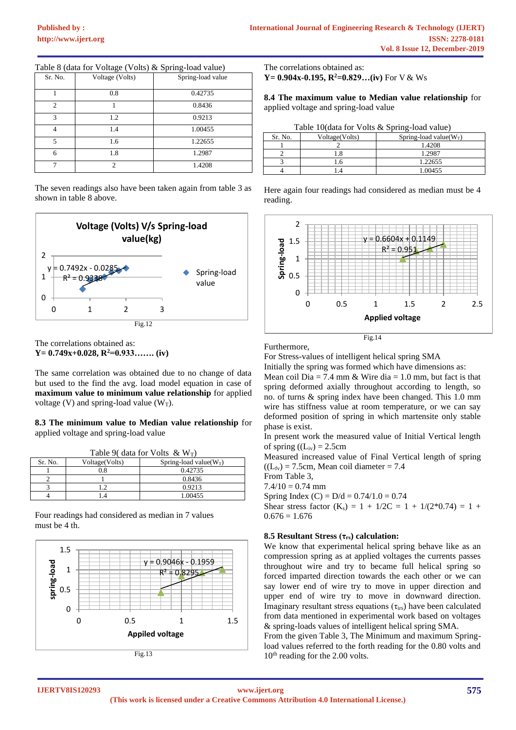Table 8 (data for Voltage (Volts) & Spring-load value)

| Sr. No. | Voltage (Volts) | Spring-load value |
|---|---|---|
| 1 | 0.8 | 0.42735 |
| 2 | 1 | 0.8436 |
| 3 | 1.2 | 0.9213 |
| 4 | 1.4 | 1.00455 |
| 5 | 1.6 | 1.22655 |
| 6 | 1.8 | 1.2987 |
| 7 | 2 | 1.4208 |

The seven readings also have been taken again from table 3 as shown in table 8 above.

Fig.12

The correlations obtained as:
**Y= 0.749x+0.028, $R^2$=0.933……. (iv)**

The same correlation was obtained due to no change of data but used to the find the avg. load model equation in case of **maximum value to minimum value relationship** for applied voltage (V) and spring-load value ($W_T$).

**8.3 The minimum value to Median value relationship** for applied voltage and spring-load value

Table 9( data for Volts & $W_T$)

| Sr. No. | Voltage(Volts) | Spring-load value($W_T$) |
|---|---|---|
| 1 | 0.8 | 0.42735 |
| 2 | 1 | 0.8436 |
| 3 | 1.2 | 0.9213 |
| 4 | 1.4 | 1.00455 |

Four readings had considered as median in 7 values must be 4 th.

Fig.13

The correlations obtained as:
**Y= 0.904x-0.195, $R^2$=0.829…(iv)** For V & Ws

**8.4 The maximum value to Median value relationship** for applied voltage and spring-load value

Table 10(data for Volts & Spring-load value)

| Sr. No. | Voltage(Volts) | Spring-load value($W_T$) |
|---|---|---|
| 1 | 2 | 1.4208 |
| 2 | 1.8 | 1.2987 |
| 3 | 1.6 | 1.22655 |
| 4 | 1.4 | 1.00455 |

Here again four readings had considered as median must be 4 reading.

Fig.14

Furthermore,
For Stress-values of intelligent helical spring SMA
Initially the spring was formed which have dimensions as:
Mean coil Dia = 7.4 mm & Wire dia = 1.0 mm, but fact is that spring deformed axially throughout according to length, so no. of turns & spring index have been changed. This 1.0 mm wire has stiffness value at room temperature, or we can say deformed position of spring in which martensite only stable phase is exist.
In present work the measured value of Initial Vertical length of spring (($L_{iv}$) = 2.5cm
Measured increased value of Final Vertical length of spring (($L_{fv}$) = 7.5cm, Mean coil diameter = 7.4
From Table 3,
7.4/10 = 0.74 mm
Spring Index (C) = D/d = 0.74/1.0 = 0.74
Shear stress factor ($K_s$) = 1 + 1/2C = 1 + 1/(2*0.74) = 1 + 0.676 = 1.676

**8.5 Resultant Stress ($\tau_{rs}$) calculation:**

We know that experimental helical spring behave like as an compression spring as at applied voltages the currents passes throughout wire and try to became full helical spring so forced imparted direction towards the each other or we can say lower end of wire try to move in upper direction and upper end of wire try to move in downward direction. Imaginary resultant stress equations ($\tau_{irs}$) have been calculated from data mentioned in experimental work based on voltages & spring-loads values of intelligent helical spring SMA.
From the given Table 3, The Minimum and maximum Spring-load values referred to the forth reading for the 0.80 volts and $10^{th}$ reading for the 2.00 volts.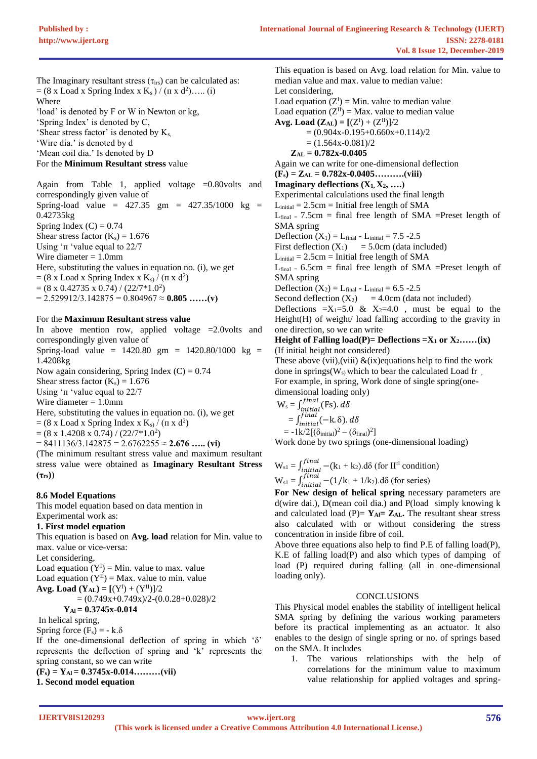The Imaginary resultant stress ($\tau_{irs}$) can be calculated as:

$= (8 \times \text{Load} \times \text{Spring Index} \times K_s) / (\pi \times d^2)$….. (i)

Where

'load' is denoted by F or W in Newton or kg,

'Spring Index' is denoted by C,

'Shear stress factor' is denoted by $K_s$,

'Wire dia.' is denoted by d

'Mean coil dia.' Is denoted by D

For the **Minimum Resultant** stress value

Again from Table 1, applied voltage =0.80volts and correspondingly given value of

Spring-load value = 427.35 gm = 427.35/1000 kg = 0.42735kg

Spring Index (C) = 0.74

Shear stress factor ($K_s$) = 1.676

Using 'π 'value equal to 22/7

Wire diameter = 1.0mm

Here, substituting the values in equation no. (i), we get

$= (8 \times \text{Load} \times \text{Spring Index} \times K_s) / (\pi \times d^2)$

$= (8 \times 0.42735 \times 0.74) / (22/7 * 1.0^2)$

$= 2.529912/3.142875 = 0.804967 \approx$ **0.805 ……(v)**

For the **Maximum Resultant stress value**

In above mention row, applied voltage =2.0volts and correspondingly given value of

Spring-load value = 1420.80 gm = 1420.80/1000 kg = 1.4208kg

Now again considering, Spring Index (C) = 0.74

Shear stress factor ($K_s$) = 1.676

Using 'π 'value equal to 22/7

Wire diameter = 1.0mm

Here, substituting the values in equation no. (i), we get

$= (8 \times \text{Load} \times \text{Spring Index} \times K_s) / (\pi \times d^2)$

$= (8 \times 1.4208 \times 0.74) / (22/7 * 1.0^2)$

$= 8411136/3.142875 = 2.6762255 \approx$ **2.676 ….. (vi)**

(The minimum resultant stress value and maximum resultant stress value were obtained as **Imaginary Resultant Stress ($\tau_{rs}$)**)

### 8.6 Model Equations

This model equation based on data mention in

Experimental work as:

**1. First model equation**

This equation is based on **Avg. load** relation for Min. value to max. value or vice-versa:

Let considering,

Load equation ($Y^I$) = Min. value to max. value

Load equation ($Y^{II}$) = Max. value to min. value

**Avg. Load** $(\mathbf{Y_{AL}}) = [(Y^I) + (Y^{II})]/2$

$= (0.749x+0.749x)/2-(0.0.28+0.028)/2$

$\mathbf{Y_{Al} = 0.3745x\text{-}0.014}$

In helical spring,

Spring force ($F_s$) = - k.δ

If the one-dimensional deflection of spring in which 'δ' represents the deflection of spring and 'k' represents the spring constant, so we can write

$\mathbf{(F_s) = Y_{Al} = 0.3745x\text{-}0.014}$**………(vii)**

**1. Second model equation**

This equation is based on Avg. load relation for Min. value to median value and max. value to median value:

Let considering,

Load equation ($Z^I$) = Min. value to median value

Load equation ($Z^{II}$) = Max. value to median value

**Avg. Load** $(\mathbf{Z_{AL}}) = [(Z^I) + (Z^{II})]/2$

$= (0.904x\text{-}0.195+0.660x+0.114)/2$

$= (1.564x\text{-}0.081)/2$

$\mathbf{Z_{AL} = 0.782x\text{-}0.0405}$

Again we can write for one-dimensional deflection

$\mathbf{(F_s) = Z_{AL} = 0.782x\text{-}0.0405}$**……….(viii)**

**Imaginary deflections ($X_1$, $X_2$, ….)**

Experimental calculations used the final length

$L_{initial}$ = 2.5cm = Initial free length of SMA

$L_{final}$ = 7.5cm = final free length of SMA =Preset length of SMA spring

Deflection ($X_1$) = $L_{final}$ - $L_{initial}$ = 7.5 -2.5

First deflection ($X_1$) = 5.0cm (data included)

$L_{initial}$ = 2.5cm = Initial free length of SMA

$L_{final}$ = 6.5cm = final free length of SMA =Preset length of SMA spring

Deflection ($X_2$) = $L_{final}$ - $L_{initial}$ = 6.5 -2.5

Second deflection ($X_2$) = 4.0cm (data not included)

Deflections $=X_1=5.0$ & $X_2=4.0$ , must be equal to the Height(H) of weight/ load falling according to the gravity in one direction, so we can write

**Height of Falling load(P)= Deflections =$\mathbf{X_1}$ or $\mathbf{X_2}$……(ix)**

(If initial height not considered)

These above (vii),(viii) &(ix)equations help to find the work done in springs($W_s$) which to bear the calculated Load fr .

For example, in spring, Work done of single spring(one-dimensional loading only)

$$W_s = \int_{initial}^{final} (F_s).\,d\delta$$

$$= \int_{initial}^{final} (-k.\delta).\,d\delta$$

$$= -1k/2[(\delta_{initial})^2 - (\delta_{final})^2]$$

Work done by two springs (one-dimensional loading)

$$W_{s1} = \int_{initial}^{final} -(k_1 + k_2).d\delta \text{ (for II}^{rl}\text{ condition)}$$

$$W_{s1} = \int_{initial}^{final} -(1/k_1 + 1/k_2).d\delta \text{ (for series)}$$

**For New design of helical spring** necessary parameters are d(wire dai.), D(mean coil dia.) and P(load simply knowing k and calculated load (P)= $\mathbf{Y_{Al}}$= $\mathbf{Z_{AL}}$. The resultant shear stress also calculated with or without considering the stress concentration in inside fibre of coil.

Above three equations also help to find P.E of falling load(P), K.E of falling load(P) and also which types of damping of load (P) required during falling (all in one-dimensional loading only).

## CONCLUSIONS

This Physical model enables the stability of intelligent helical SMA spring by defining the various working parameters before its practical implementing as an actuator. It also enables to the design of single spring or no. of springs based on the SMA. It includes

1. The various relationships with the help of correlations for the minimum value to maximum value relationship for applied voltages and spring-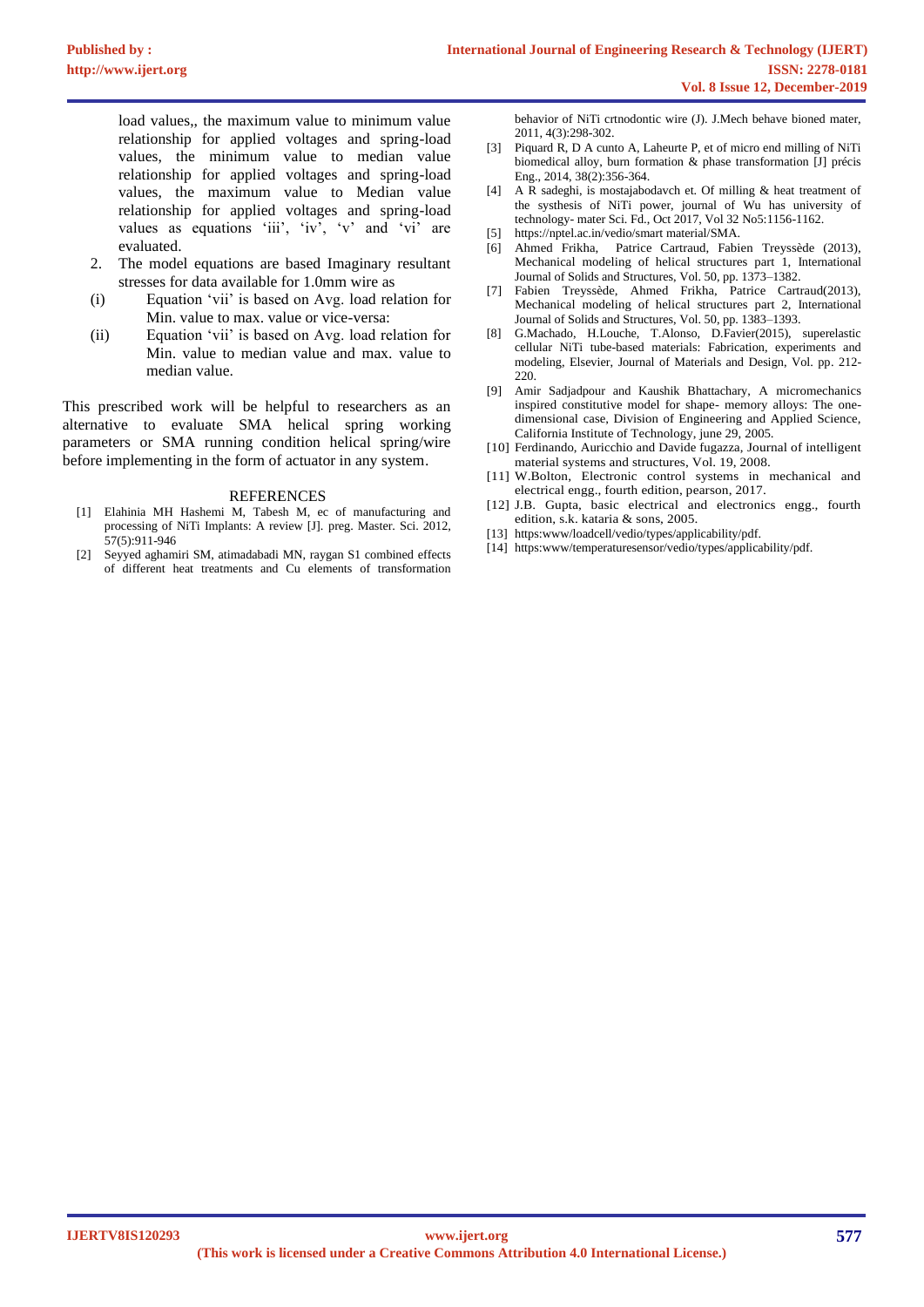load values,, the maximum value to minimum value relationship for applied voltages and spring-load values, the minimum value to median value relationship for applied voltages and spring-load values, the maximum value to Median value relationship for applied voltages and spring-load values as equations 'iii', 'iv', 'v' and 'vi' are evaluated.

2. The model equations are based Imaginary resultant stresses for data available for 1.0mm wire as

(i) Equation 'vii' is based on Avg. load relation for Min. value to max. value or vice-versa:

(ii) Equation 'vii' is based on Avg. load relation for Min. value to median value and max. value to median value.

This prescribed work will be helpful to researchers as an alternative to evaluate SMA helical spring working parameters or SMA running condition helical spring/wire before implementing in the form of actuator in any system.

## REFERENCES

[1] Elahinia MH Hashemi M, Tabesh M, ec of manufacturing and processing of NiTi Implants: A review [J]. preg. Master. Sci. 2012, 57(5):911-946

[2] Seyyed aghamiri SM, atimadabadi MN, raygan S1 combined effects of different heat treatments and Cu elements of transformation behavior of NiTi crtnodontic wire (J). J.Mech behave bioned mater, 2011, 4(3):298-302.

[3] Piquard R, D A cunto A, Laheurte P, et of micro end milling of NiTi biomedical alloy, burn formation & phase transformation [J] précis Eng., 2014, 38(2):356-364.

[4] A R sadeghi, is mostajabodavch et. Of milling & heat treatment of the systhesis of NiTi power, journal of Wu has university of technology- mater Sci. Fd., Oct 2017, Vol 32 No5:1156-1162.

[5] https://nptel.ac.in/vedio/smart material/SMA.

[6] Ahmed Frikha, Patrice Cartraud, Fabien Treyssède (2013), Mechanical modeling of helical structures part 1, International Journal of Solids and Structures, Vol. 50, pp. 1373–1382.

[7] Fabien Treyssède, Ahmed Frikha, Patrice Cartraud(2013), Mechanical modeling of helical structures part 2, International Journal of Solids and Structures, Vol. 50, pp. 1383–1393.

[8] G.Machado, H.Louche, T.Alonso, D.Favier(2015), superelastic cellular NiTi tube-based materials: Fabrication, experiments and modeling, Elsevier, Journal of Materials and Design, Vol. pp. 212-220.

[9] Amir Sadjadpour and Kaushik Bhattachary, A micromechanics inspired constitutive model for shape- memory alloys: The one-dimensional case, Division of Engineering and Applied Science, California Institute of Technology, june 29, 2005.

[10] Ferdinando, Auricchio and Davide fugazza, Journal of intelligent material systems and structures, Vol. 19, 2008.

[11] W.Bolton, Electronic control systems in mechanical and electrical engg., fourth edition, pearson, 2017.

[12] J.B. Gupta, basic electrical and electronics engg., fourth edition, s.k. kataria & sons, 2005.

[13] https:www/loadcell/vedio/types/applicability/pdf.

[14] https:www/temperaturesensor/vedio/types/applicability/pdf.